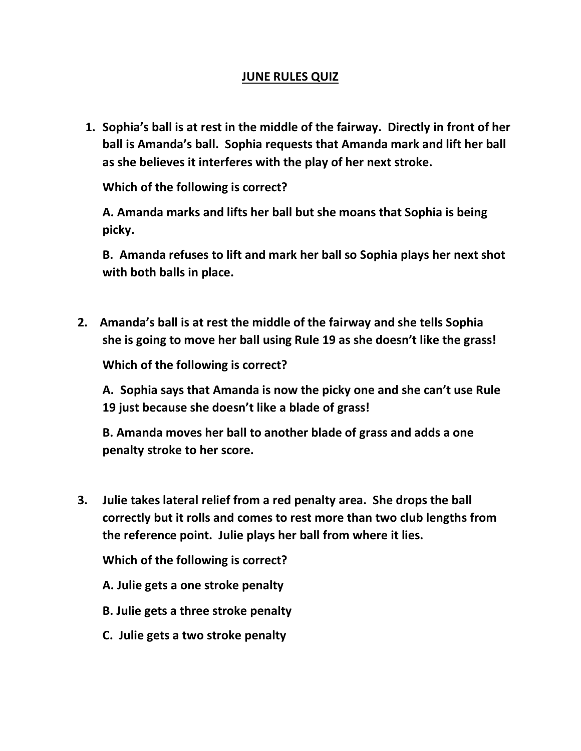# JUNE RULES QUIZ

1. **Sophia's ball is at rest in the middle of the fairway. Directly in front of her ball is Amanda's ball. Sophia requests that Amanda mark and lift her ball as she believes it interferes with the play of her next stroke.**

   **Which of the following is correct?**

   **A. Amanda marks and lifts her ball but she moans that Sophia is being picky.**

   **B. Amanda refuses to lift and mark her ball so Sophia plays her next shot with both balls in place.**

2. **Amanda's ball is at rest the middle of the fairway and she tells Sophia she is going to move her ball using Rule 19 as she doesn't like the grass!**

   **Which of the following is correct?**

   **A. Sophia says that Amanda is now the picky one and she can't use Rule 19 just because she doesn't like a blade of grass!**

   **B. Amanda moves her ball to another blade of grass and adds a one penalty stroke to her score.**

3. **Julie takes lateral relief from a red penalty area. She drops the ball correctly but it rolls and comes to rest more than two club lengths from the reference point. Julie plays her ball from where it lies.**

   **Which of the following is correct?**

   **A. Julie gets a one stroke penalty**

   **B. Julie gets a three stroke penalty**

   **C. Julie gets a two stroke penalty**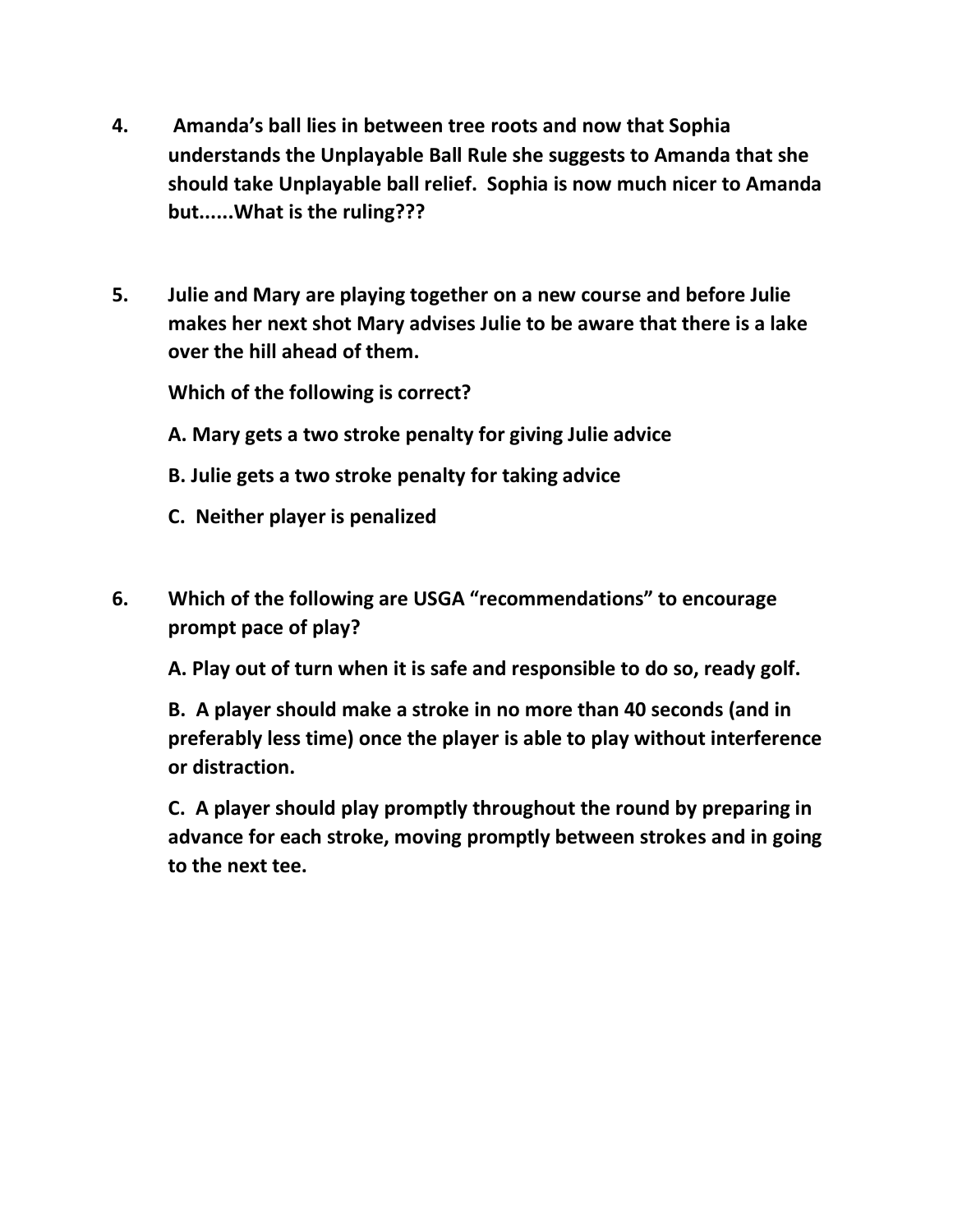**4.** **Amanda's ball lies in between tree roots and now that Sophia understands the Unplayable Ball Rule she suggests to Amanda that she should take Unplayable ball relief. Sophia is now much nicer to Amanda but......What is the ruling???**

**5.** **Julie and Mary are playing together on a new course and before Julie makes her next shot Mary advises Julie to be aware that there is a lake over the hill ahead of them.**

**Which of the following is correct?**

**A. Mary gets a two stroke penalty for giving Julie advice**

**B. Julie gets a two stroke penalty for taking advice**

**C. Neither player is penalized**

**6.** **Which of the following are USGA "recommendations" to encourage prompt pace of play?**

**A. Play out of turn when it is safe and responsible to do so, ready golf.**

**B. A player should make a stroke in no more than 40 seconds (and in preferably less time) once the player is able to play without interference or distraction.**

**C. A player should play promptly throughout the round by preparing in advance for each stroke, moving promptly between strokes and in going to the next tee.**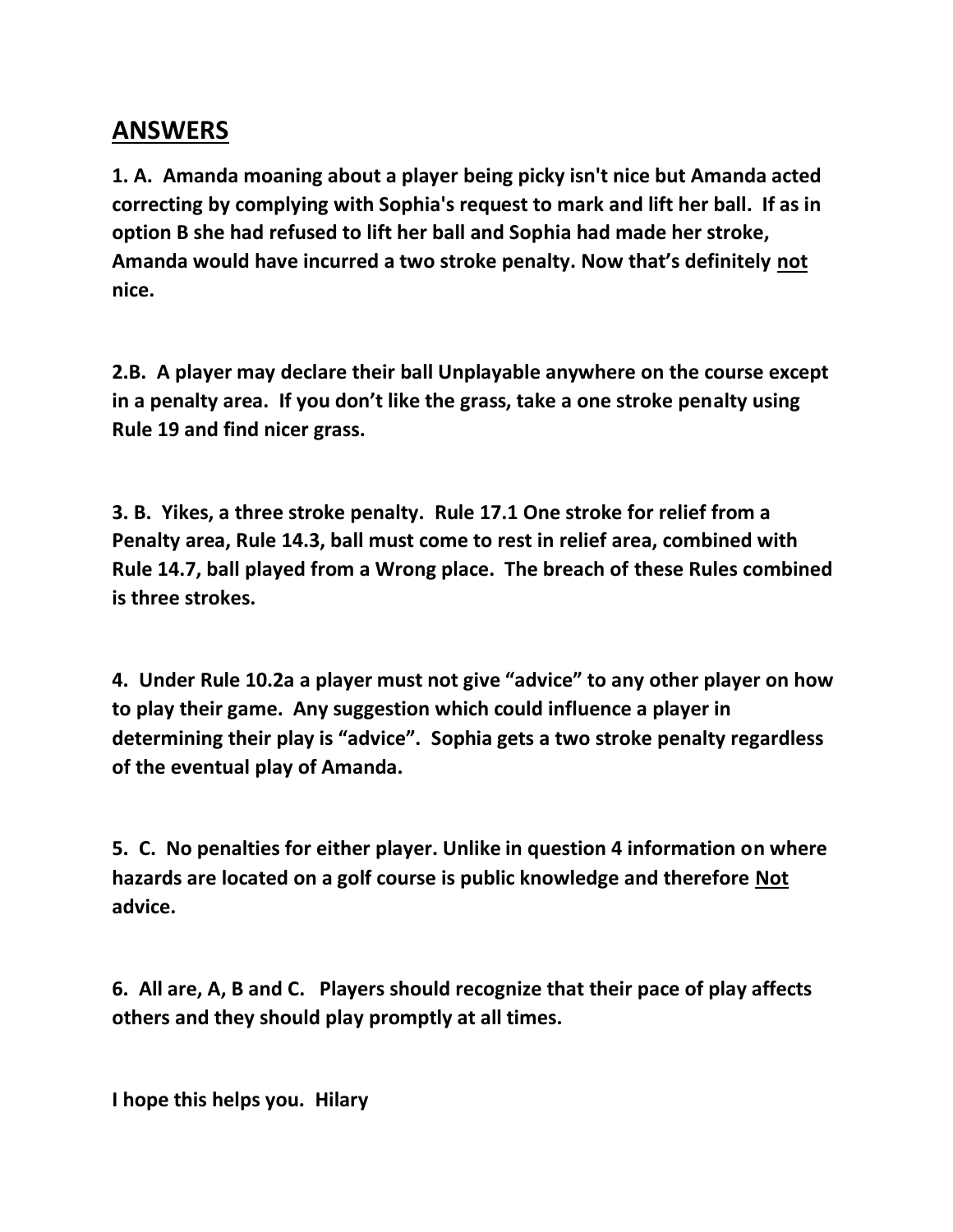## ANSWERS

**1. A. Amanda moaning about a player being picky isn't nice but Amanda acted correcting by complying with Sophia's request to mark and lift her ball. If as in option B she had refused to lift her ball and Sophia had made her stroke, Amanda would have incurred a two stroke penalty. Now that's definitely <u>not</u> nice.**

**2.B. A player may declare their ball Unplayable anywhere on the course except in a penalty area. If you don't like the grass, take a one stroke penalty using Rule 19 and find nicer grass.**

**3. B. Yikes, a three stroke penalty. Rule 17.1 One stroke for relief from a Penalty area, Rule 14.3, ball must come to rest in relief area, combined with Rule 14.7, ball played from a Wrong place. The breach of these Rules combined is three strokes.**

**4. Under Rule 10.2a a player must not give "advice" to any other player on how to play their game. Any suggestion which could influence a player in determining their play is "advice". Sophia gets a two stroke penalty regardless of the eventual play of Amanda.**

**5. C. No penalties for either player. Unlike in question 4 information on where hazards are located on a golf course is public knowledge and therefore <u>Not</u> advice.**

**6. All are, A, B and C. Players should recognize that their pace of play affects others and they should play promptly at all times.**

**I hope this helps you. Hilary**